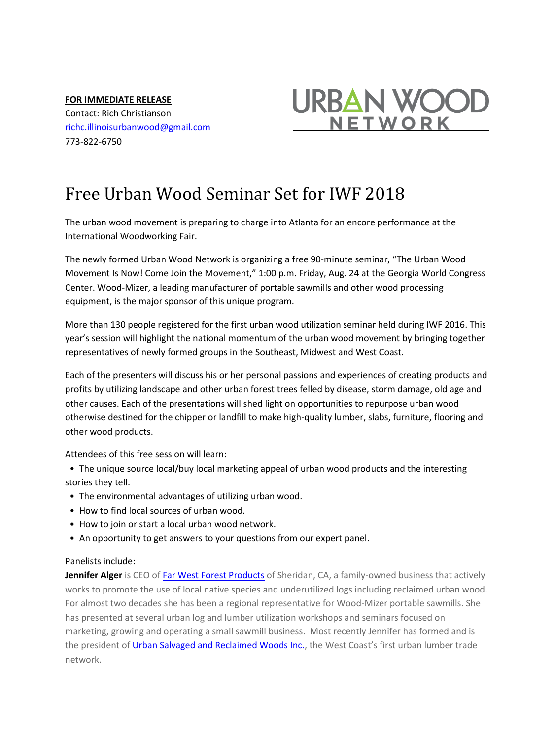**FOR IMMEDIATE RELEASE**
Contact: Rich Christianson
richc.illinoisurbanwood@gmail.com
773-822-6750

URBAN WOOD NETWORK

# Free Urban Wood Seminar Set for IWF 2018

The urban wood movement is preparing to charge into Atlanta for an encore performance at the International Woodworking Fair.

The newly formed Urban Wood Network is organizing a free 90-minute seminar, "The Urban Wood Movement Is Now! Come Join the Movement," 1:00 p.m. Friday, Aug. 24 at the Georgia World Congress Center. Wood-Mizer, a leading manufacturer of portable sawmills and other wood processing equipment, is the major sponsor of this unique program.

More than 130 people registered for the first urban wood utilization seminar held during IWF 2016. This year's session will highlight the national momentum of the urban wood movement by bringing together representatives of newly formed groups in the Southeast, Midwest and West Coast.

Each of the presenters will discuss his or her personal passions and experiences of creating products and profits by utilizing landscape and other urban forest trees felled by disease, storm damage, old age and other causes. Each of the presentations will shed light on opportunities to repurpose urban wood otherwise destined for the chipper or landfill to make high-quality lumber, slabs, furniture, flooring and other wood products.

Attendees of this free session will learn:

- The unique source local/buy local marketing appeal of urban wood products and the interesting stories they tell.
- The environmental advantages of utilizing urban wood.
- How to find local sources of urban wood.
- How to join or start a local urban wood network.
- An opportunity to get answers to your questions from our expert panel.

Panelists include:

**Jennifer Alger** is CEO of Far West Forest Products of Sheridan, CA, a family-owned business that actively works to promote the use of local native species and underutilized logs including reclaimed urban wood. For almost two decades she has been a regional representative for Wood-Mizer portable sawmills. She has presented at several urban log and lumber utilization workshops and seminars focused on marketing, growing and operating a small sawmill business. Most recently Jennifer has formed and is the president of Urban Salvaged and Reclaimed Woods Inc., the West Coast's first urban lumber trade network.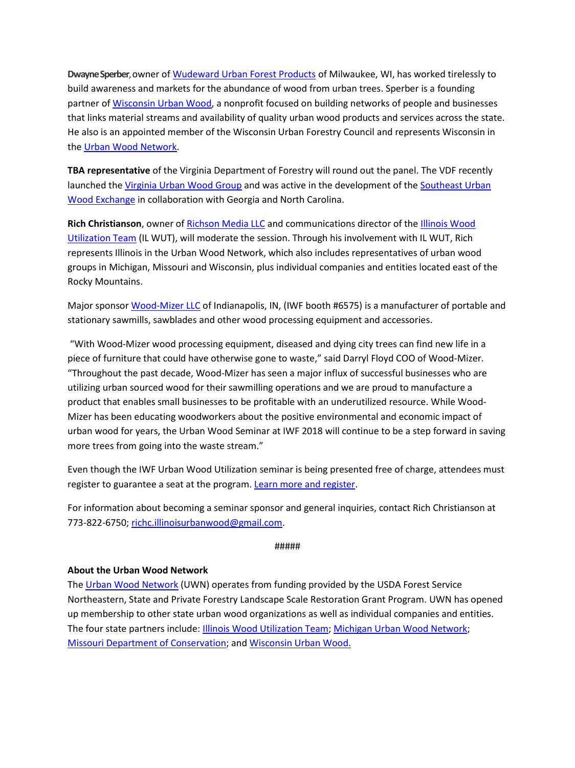**Dwayne Sperber**, owner of [Wudeward Urban Forest Products]() of Milwaukee, WI, has worked tirelessly to build awareness and markets for the abundance of wood from urban trees. Sperber is a founding partner of [Wisconsin Urban Wood](), a nonprofit focused on building networks of people and businesses that links material streams and availability of quality urban wood products and services across the state. He also is an appointed member of the Wisconsin Urban Forestry Council and represents Wisconsin in the [Urban Wood Network]().

**TBA representative** of the Virginia Department of Forestry will round out the panel. The VDF recently launched the [Virginia Urban Wood Group]() and was active in the development of the [Southeast Urban Wood Exchange]() in collaboration with Georgia and North Carolina.

**Rich Christianson**, owner of [Richson Media LLC]() and communications director of the [Illinois Wood Utilization Team]() (IL WUT), will moderate the session. Through his involvement with IL WUT, Rich represents Illinois in the Urban Wood Network, which also includes representatives of urban wood groups in Michigan, Missouri and Wisconsin, plus individual companies and entities located east of the Rocky Mountains.

Major sponsor [Wood-Mizer LLC]() of Indianapolis, IN, (IWF booth #6575) is a manufacturer of portable and stationary sawmills, sawblades and other wood processing equipment and accessories.

"With Wood-Mizer wood processing equipment, diseased and dying city trees can find new life in a piece of furniture that could have otherwise gone to waste," said Darryl Floyd COO of Wood-Mizer. "Throughout the past decade, Wood-Mizer has seen a major influx of successful businesses who are utilizing urban sourced wood for their sawmilling operations and we are proud to manufacture a product that enables small businesses to be profitable with an underutilized resource. While Wood-Mizer has been educating woodworkers about the positive environmental and economic impact of urban wood for years, the Urban Wood Seminar at IWF 2018 will continue to be a step forward in saving more trees from going into the waste stream."

Even though the IWF Urban Wood Utilization seminar is being presented free of charge, attendees must register to guarantee a seat at the program. [Learn more and register]().

For information about becoming a seminar sponsor and general inquiries, contact Rich Christianson at 773-822-6750; [richc.illinoisurbanwood@gmail.com]().

#####

**About the Urban Wood Network**

The [Urban Wood Network]() (UWN) operates from funding provided by the USDA Forest Service Northeastern, State and Private Forestry Landscape Scale Restoration Grant Program. UWN has opened up membership to other state urban wood organizations as well as individual companies and entities. The four state partners include: [Illinois Wood Utilization Team](); [Michigan Urban Wood Network](); [Missouri Department of Conservation](); and [Wisconsin Urban Wood.]()